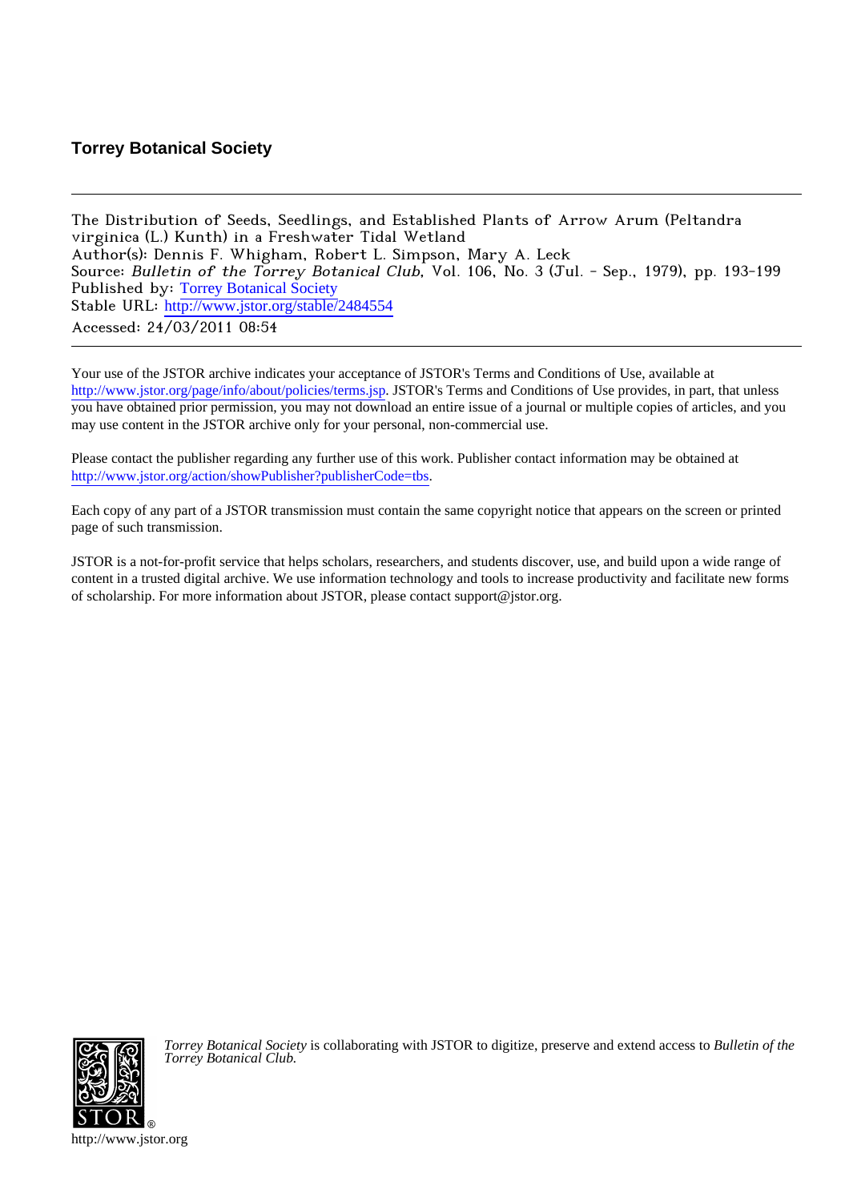**Torrey Botanical Society**

---

The Distribution of Seeds, Seedlings, and Established Plants of Arrow Arum (Peltandra virginica (L.) Kunth) in a Freshwater Tidal Wetland
Author(s): Dennis F. Whigham, Robert L. Simpson, Mary A. Leck
Source: *Bulletin of the Torrey Botanical Club*, Vol. 106, No. 3 (Jul. - Sep., 1979), pp. 193-199
Published by: Torrey Botanical Society
Stable URL: http://www.jstor.org/stable/2484554
Accessed: 24/03/2011 08:54

---

Your use of the JSTOR archive indicates your acceptance of JSTOR's Terms and Conditions of Use, available at http://www.jstor.org/page/info/about/policies/terms.jsp. JSTOR's Terms and Conditions of Use provides, in part, that unless you have obtained prior permission, you may not download an entire issue of a journal or multiple copies of articles, and you may use content in the JSTOR archive only for your personal, non-commercial use.

Please contact the publisher regarding any further use of this work. Publisher contact information may be obtained at http://www.jstor.org/action/showPublisher?publisherCode=tbs.

Each copy of any part of a JSTOR transmission must contain the same copyright notice that appears on the screen or printed page of such transmission.

JSTOR is a not-for-profit service that helps scholars, researchers, and students discover, use, and build upon a wide range of content in a trusted digital archive. We use information technology and tools to increase productivity and facilitate new forms of scholarship. For more information about JSTOR, please contact support@jstor.org.

*Torrey Botanical Society* is collaborating with JSTOR to digitize, preserve and extend access to *Bulletin of the Torrey Botanical Club.*

http://www.jstor.org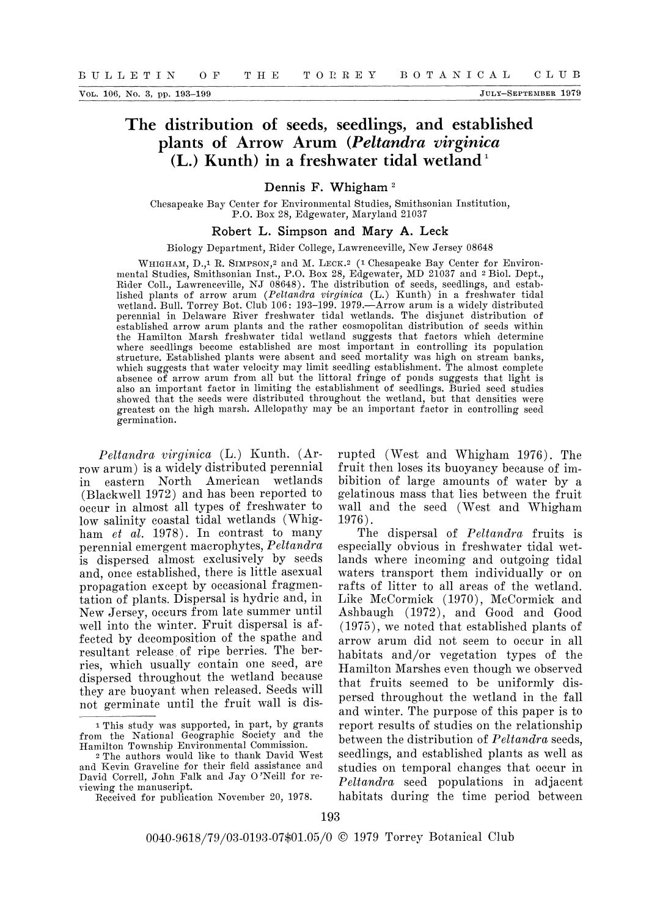# The distribution of seeds, seedlings, and established plants of Arrow Arum (*Peltandra virginica* (L.) Kunth) in a freshwater tidal wetland[1]

**Dennis F. Whigham** [2]

Chesapeake Bay Center for Environmental Studies, Smithsonian Institution, P.O. Box 28, Edgewater, Maryland 21037

**Robert L. Simpson and Mary A. Leck**

Biology Department, Rider College, Lawrenceville, New Jersey 08648

WHIGHAM, D.,[1] R. SIMPSON,[2] and M. LECK.[2] ([1] Chesapeake Bay Center for Environmental Studies, Smithsonian Inst., P.O. Box 28, Edgewater, MD 21037 and [2] Biol. Dept., Rider Coll., Lawrenceville, NJ 08648). The distribution of seeds, seedlings, and established plants of arrow arum (*Peltandra virginica* (L.) Kunth) in a freshwater tidal wetland. Bull. Torrey Bot. Club 106: 193–199. 1979.—Arrow arum is a widely distributed perennial in Delaware River freshwater tidal wetlands. The disjunct distribution of established arrow arum plants and the rather cosmopolitan distribution of seeds within the Hamilton Marsh freshwater tidal wetland suggests that factors which determine where seedlings become established are most important in controlling its population structure. Established plants were absent and seed mortality was high on stream banks, which suggests that water velocity may limit seedling establishment. The almost complete absence of arrow arum from all but the littoral fringe of ponds suggests that light is also an important factor in limiting the establishment of seedlings. Buried seed studies showed that the seeds were distributed throughout the wetland, but that densities were greatest on the high marsh. Allelopathy may be an important factor in controlling seed germination.

*Peltandra virginica* (L.) Kunth. (Arrow arum) is a widely distributed perennial in eastern North American wetlands (Blackwell 1972) and has been reported to occur in almost all types of freshwater to low salinity coastal tidal wetlands (Whigham *et al.* 1978). In contrast to many perennial emergent macrophytes, *Peltandra* is dispersed almost exclusively by seeds and, once established, there is little asexual propagation except by occasional fragmentation of plants. Dispersal is hydric and, in New Jersey, occurs from late summer until well into the winter. Fruit dispersal is affected by decomposition of the spathe and resultant release of ripe berries. The berries, which usually contain one seed, are dispersed throughout the wetland because they are buoyant when released. Seeds will not germinate until the fruit wall is disrupted (West and Whigham 1976). The fruit then loses its buoyancy because of imbibition of large amounts of water by a gelatinous mass that lies between the fruit wall and the seed (West and Whigham 1976).

The dispersal of *Peltandra* fruits is especially obvious in freshwater tidal wetlands where incoming and outgoing tidal waters transport them individually or on rafts of litter to all areas of the wetland. Like McCormick (1970), McCormick and Ashbaugh (1972), and Good and Good (1975), we noted that established plants of arrow arum did not seem to occur in all habitats and/or vegetation types of the Hamilton Marshes even though we observed that fruits seemed to be uniformly dispersed throughout the wetland in the fall and winter. The purpose of this paper is to report results of studies on the relationship between the distribution of *Peltandra* seeds, seedlings, and established plants as well as studies on temporal changes that occur in *Peltandra* seed populations in adjacent habitats during the time period between

[1] This study was supported, in part, by grants from the National Geographic Society and the Hamilton Township Environmental Commission.

[2] The authors would like to thank David West and Kevin Graveline for their field assistance and David Correll, John Falk and Jay O'Neill for reviewing the manuscript.

Received for publication November 20, 1978.

0040-9618/79/03-0193-07$01.05/0 © 1979 Torrey Botanical Club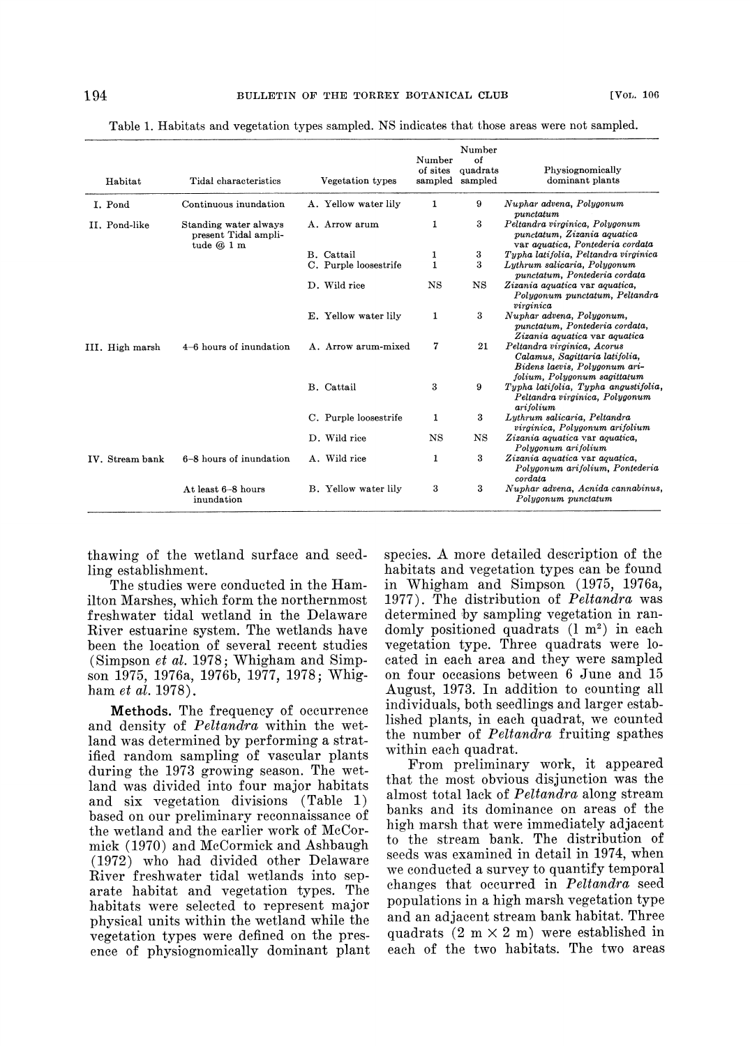Table 1. Habitats and vegetation types sampled. NS indicates that those areas were not sampled.

| Habitat | Tidal characteristics | Vegetation types | Number of sites sampled | Number of quadrats sampled | Physiognomically dominant plants |
|---|---|---|---|---|---|
| I. Pond | Continuous inundation | A. Yellow water lily | 1 | 9 | *Nuphar advena, Polygonum punctatum* |
| II. Pond-like | Standing water always present Tidal amplitude @ 1 m | A. Arrow arum | 1 | 3 | *Peltandra virginica, Polygonum punctatum, Zizania aquatica* var *aquatica, Pontederia cordata* |
| | | B. Cattail | 1 | 3 | *Typha latifolia, Peltandra virginica* |
| | | C. Purple loosestrife | 1 | 3 | *Lythrum salicaria, Polygonum punctatum, Pontederia cordata* |
| | | D. Wild rice | NS | NS | *Zizania aquatica* var *aquatica, Polygonum punctatum, Peltandra virginica* |
| | | E. Yellow water lily | 1 | 3 | *Nuphar advena, Polygonum, punctatum, Pontederia cordata, Zizania aquatica* var *aquatica* |
| III. High marsh | 4–6 hours of inundation | A. Arrow arum-mixed | 7 | 21 | *Peltandra virginica, Acorus Calamus, Sagittaria latifolia, Bidens laevis, Polygonum arifolium, Polygonum sagittatum* |
| | | B. Cattail | 3 | 9 | *Typha latifolia, Typha angustifolia, Peltandra virginica, Polygonum arifolium* |
| | | C. Purple loosestrife | 1 | 3 | *Lythrum salicaria, Peltandra virginica, Polygonum arifolium* |
| | | D. Wild rice | NS | NS | *Zizania aquatica* var *aquatica, Polygonum arifolium* |
| IV. Stream bank | 6–8 hours of inundation | A. Wild rice | 1 | 3 | *Zizania aquatica* var *aquatica, Polygonum arifolium, Pontederia cordata* |
| | At least 6–8 hours inundation | B. Yellow water lily | 3 | 3 | *Nuphar advena, Acnida cannabinus, Polygonum punctatum* |

thawing of the wetland surface and seedling establishment.

The studies were conducted in the Hamilton Marshes, which form the northernmost freshwater tidal wetland in the Delaware River estuarine system. The wetlands have been the location of several recent studies (Simpson *et al.* 1978; Whigham and Simpson 1975, 1976a, 1976b, 1977, 1978; Whigham *et al.* 1978).

**Methods.** The frequency of occurrence and density of *Peltandra* within the wetland was determined by performing a stratified random sampling of vascular plants during the 1973 growing season. The wetland was divided into four major habitats and six vegetation divisions (Table 1) based on our preliminary reconnaissance of the wetland and the earlier work of McCormick (1970) and McCormick and Ashbaugh (1972) who had divided other Delaware River freshwater tidal wetlands into separate habitat and vegetation types. The habitats were selected to represent major physical units within the wetland while the vegetation types were defined on the presence of physiognomically dominant plant species. A more detailed description of the habitats and vegetation types can be found in Whigham and Simpson (1975, 1976a, 1977). The distribution of *Peltandra* was determined by sampling vegetation in randomly positioned quadrats (1 m$^2$) in each vegetation type. Three quadrats were located in each area and they were sampled on four occasions between 6 June and 15 August, 1973. In addition to counting all individuals, both seedlings and larger established plants, in each quadrat, we counted the number of *Peltandra* fruiting spathes within each quadrat.

From preliminary work, it appeared that the most obvious disjunction was the almost total lack of *Peltandra* along stream banks and its dominance on areas of the high marsh that were immediately adjacent to the stream bank. The distribution of seeds was examined in detail in 1974, when we conducted a survey to quantify temporal changes that occurred in *Peltandra* seed populations in a high marsh vegetation type and an adjacent stream bank habitat. Three quadrats (2 m × 2 m) were established in each of the two habitats. The two areas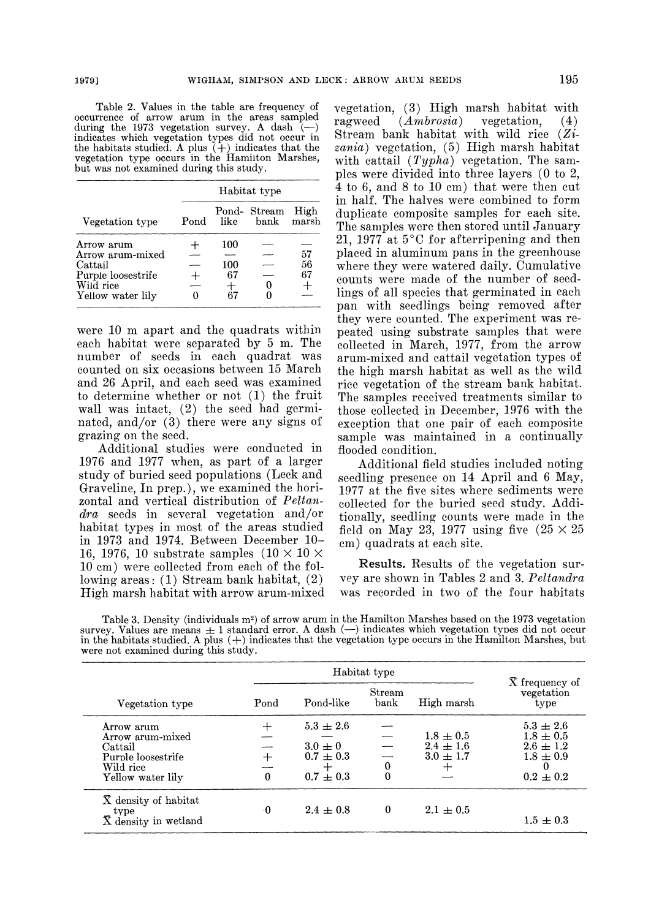Table 2. Values in the table are frequency of occurrence of arrow arum in the areas sampled during the 1973 vegetation survey. A dash (—) indicates which vegetation types did not occur in the habitats studied. A plus (+) indicates that the vegetation type occurs in the Hamilton Marshes, but was not examined during this study.

| | Habitat type | | | |
|---|---|---|---|---|
| Vegetation type | Pond | Pond-like | Stream bank | High marsh |
| Arrow arum | + | 100 | — | — |
| Arrow arum-mixed | — | — | — | 57 |
| Cattail | — | 100 | — | 56 |
| Purple loosestrife | + | 67 | — | 67 |
| Wild rice | — | + | 0 | + |
| Yellow water lily | 0 | 67 | 0 | — |

were 10 m apart and the quadrats within each habitat were separated by 5 m. The number of seeds in each quadrat was counted on six occasions between 15 March and 26 April, and each seed was examined to determine whether or not (1) the fruit wall was intact, (2) the seed had germinated, and/or (3) there were any signs of grazing on the seed.

Additional studies were conducted in 1976 and 1977 when, as part of a larger study of buried seed populations (Leck and Graveline, In prep.), we examined the horizontal and vertical distribution of *Peltandra* seeds in several vegetation and/or habitat types in most of the areas studied in 1973 and 1974. Between December 10–16, 1976, 10 substrate samples ($10 \times 10 \times 10$ cm) were collected from each of the following areas: (1) Stream bank habitat, (2) High marsh habitat with arrow arum-mixed vegetation, (3) High marsh habitat with ragweed (*Ambrosia*) vegetation, (4) Stream bank habitat with wild rice (*Zizania*) vegetation, (5) High marsh habitat with cattail (*Typha*) vegetation. The samples were divided into three layers (0 to 2, 4 to 6, and 8 to 10 cm) that were then cut in half. The halves were combined to form duplicate composite samples for each site. The samples were then stored until January 21, 1977 at 5°C for afterripening and then placed in aluminum pans in the greenhouse where they were watered daily. Cumulative counts were made of the number of seedlings of all species that germinated in each pan with seedlings being removed after they were counted. The experiment was repeated using substrate samples that were collected in March, 1977, from the arrow arum-mixed and cattail vegetation types of the high marsh habitat as well as the wild rice vegetation of the stream bank habitat. The samples received treatments similar to those collected in December, 1976 with the exception that one pair of each composite sample was maintained in a continually flooded condition.

Additional field studies included noting seedling presence on 14 April and 6 May, 1977 at the five sites where sediments were collected for the buried seed study. Additionally, seedling counts were made in the field on May 23, 1977 using five ($25 \times 25$ cm) quadrats at each site.

**Results.** Results of the vegetation survey are shown in Tables 2 and 3. *Peltandra* was recorded in two of the four habitats

Table 3. Density (individuals m$^2$) of arrow arum in the Hamilton Marshes based on the 1973 vegetation survey. Values are means ± 1 standard error. A dash (—) indicates which vegetation types did not occur in the habitats studied. A plus (+) indicates that the vegetation type occurs in the Hamilton Marshes, but were not examined during this study.

| | Habitat type | | | | |
|---|---|---|---|---|---|
| Vegetation type | Pond | Pond-like | Stream bank | High marsh | $\bar{X}$ frequency of vegetation type |
| Arrow arum | + | 5.3 ± 2.6 | — | | 5.3 ± 2.6 |
| Arrow arum-mixed | — | — | — | 1.8 ± 0.5 | 1.8 ± 0.5 |
| Cattail | — | 3.0 ± 0 | — | 2.4 ± 1.6 | 2.6 ± 1.2 |
| Purple loosestrife | + | 0.7 ± 0.3 | — | 3.0 ± 1.7 | 1.8 ± 0.9 |
| Wild rice | — | + | 0 | + | 0 |
| Yellow water lily | 0 | 0.7 ± 0.3 | 0 | — | 0.2 ± 0.2 |
| $\bar{X}$ density of habitat type | 0 | 2.4 ± 0.8 | 0 | 2.1 ± 0.5 | |
| $\bar{X}$ density in wetland | | | | | 1.5 ± 0.3 |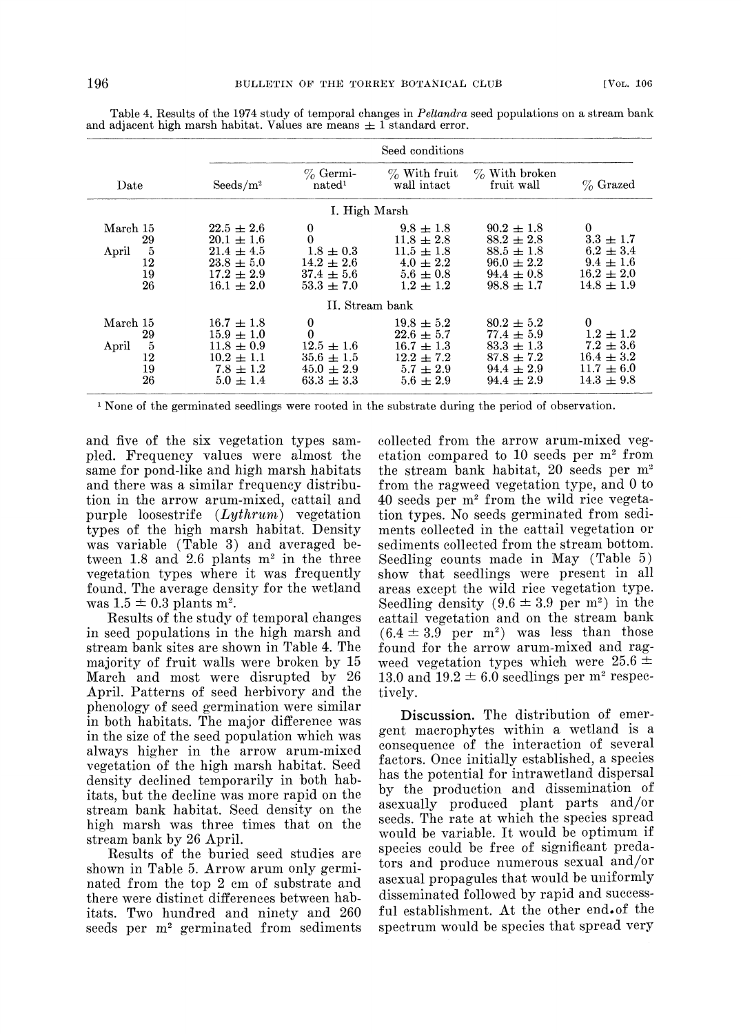Table 4. Results of the 1974 study of temporal changes in *Peltandra* seed populations on a stream bank and adjacent high marsh habitat. Values are means ± 1 standard error.

| Date | Seeds/m² | Seed conditions | | | |
|---|---|---|---|---|---|
| | | % Germinated[1] | % With fruit wall intact | % With broken fruit wall | % Grazed |
| **I. High Marsh** | | | | | |
| March 15 | 22.5 ± 2.6 | 0 | 9.8 ± 1.8 | 90.2 ± 1.8 | 0 |
| 29 | 20.1 ± 1.6 | 0 | 11.8 ± 2.8 | 88.2 ± 2.8 | 3.3 ± 1.7 |
| April 5 | 21.4 ± 4.5 | 1.8 ± 0.3 | 11.5 ± 1.8 | 88.5 ± 1.8 | 6.2 ± 3.4 |
| 12 | 23.8 ± 5.0 | 14.2 ± 2.6 | 4.0 ± 2.2 | 96.0 ± 2.2 | 9.4 ± 1.6 |
| 19 | 17.2 ± 2.9 | 37.4 ± 5.6 | 5.6 ± 0.8 | 94.4 ± 0.8 | 16.2 ± 2.0 |
| 26 | 16.1 ± 2.0 | 53.3 ± 7.0 | 1.2 ± 1.2 | 98.8 ± 1.7 | 14.8 ± 1.9 |
| **II. Stream bank** | | | | | |
| March 15 | 16.7 ± 1.8 | 0 | 19.8 ± 5.2 | 80.2 ± 5.2 | 0 |
| 29 | 15.9 ± 1.0 | 0 | 22.6 ± 5.7 | 77.4 ± 5.9 | 1.2 ± 1.2 |
| April 5 | 11.8 ± 0.9 | 12.5 ± 1.6 | 16.7 ± 1.3 | 83.3 ± 1.3 | 7.2 ± 3.6 |
| 12 | 10.2 ± 1.1 | 35.6 ± 1.5 | 12.2 ± 7.2 | 87.8 ± 7.2 | 16.4 ± 3.2 |
| 19 | 7.8 ± 1.2 | 45.0 ± 2.9 | 5.7 ± 2.9 | 94.4 ± 2.9 | 11.7 ± 6.0 |
| 26 | 5.0 ± 1.4 | 63.3 ± 3.3 | 5.6 ± 2.9 | 94.4 ± 2.9 | 14.3 ± 9.8 |

[1] None of the germinated seedlings were rooted in the substrate during the period of observation.

and five of the six vegetation types sampled. Frequency values were almost the same for pond-like and high marsh habitats and there was a similar frequency distribution in the arrow arum-mixed, cattail and purple loosestrife (*Lythrum*) vegetation types of the high marsh habitat. Density was variable (Table 3) and averaged between 1.8 and 2.6 plants m² in the three vegetation types where it was frequently found. The average density for the wetland was 1.5 ± 0.3 plants m².

Results of the study of temporal changes in seed populations in the high marsh and stream bank sites are shown in Table 4. The majority of fruit walls were broken by 15 March and most were disrupted by 26 April. Patterns of seed herbivory and the phenology of seed germination were similar in both habitats. The major difference was in the size of the seed population which was always higher in the arrow arum-mixed vegetation of the high marsh habitat. Seed density declined temporarily in both habitats, but the decline was more rapid on the stream bank habitat. Seed density on the high marsh was three times that on the stream bank by 26 April.

Results of the buried seed studies are shown in Table 5. Arrow arum only germinated from the top 2 cm of substrate and there were distinct differences between habitats. Two hundred and ninety and 260 seeds per m² germinated from sediments collected from the arrow arum-mixed vegetation compared to 10 seeds per m² from the stream bank habitat, 20 seeds per m² from the ragweed vegetation type, and 0 to 40 seeds per m² from the wild rice vegetation types. No seeds germinated from sediments collected in the cattail vegetation or sediments collected from the stream bottom. Seedling counts made in May (Table 5) show that seedlings were present in all areas except the wild rice vegetation type. Seedling density (9.6 ± 3.9 per m²) in the cattail vegetation and on the stream bank (6.4 ± 3.9 per m²) was less than those found for the arrow arum-mixed and ragweed vegetation types which were 25.6 ± 13.0 and 19.2 ± 6.0 seedlings per m² respectively.

**Discussion.** The distribution of emergent macrophytes within a wetland is a consequence of the interaction of several factors. Once initially established, a species has the potential for intrawetland dispersal by the production and dissemination of asexually produced plant parts and/or seeds. The rate at which the species spread would be variable. It would be optimum if species could be free of significant predators and produce numerous sexual and/or asexual propagules that would be uniformly disseminated followed by rapid and successful establishment. At the other end of the spectrum would be species that spread very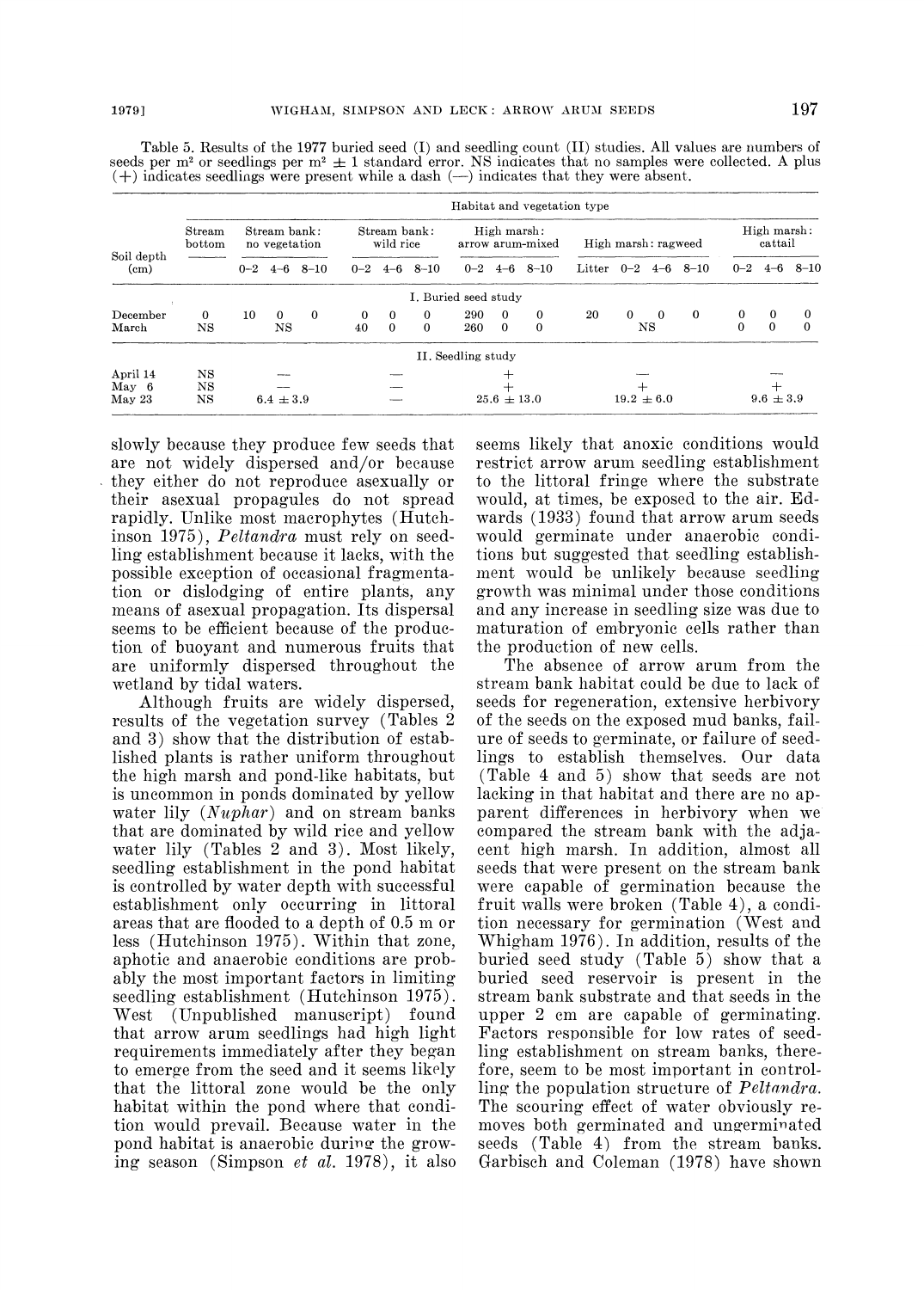Table 5. Results of the 1977 buried seed (I) and seedling count (II) studies. All values are numbers of seeds per m² or seedlings per m² ± 1 standard error. NS indicates that no samples were collected. A plus (+) indicates seedlings were present while a dash (—) indicates that they were absent.

| | Habitat and vegetation type | | | | | | | | | | | | | | | | |
|---|---|---|---|---|---|---|---|---|---|---|---|---|---|---|---|---|---|
| | Stream bottom | Stream bank: no vegetation | | | Stream bank: wild rice | | | High marsh: arrow arum-mixed | | | High marsh: ragweed | | | | High marsh: cattail | | |
| Soil depth (cm) | | 0–2 | 4–6 | 8–10 | 0–2 | 4–6 | 8–10 | 0–2 | 4–6 | 8–10 | Litter | 0–2 | 4–6 | 8–10 | 0–2 | 4–6 | 8–10 |
| **I. Buried seed study** | | | | | | | | | | | | | | | | | |
| December | 0 | 10 | 0 | 0 | 0 | 0 | 0 | 290 | 0 | 0 | 20 | 0 | 0 | 0 | 0 | 0 | 0 |
| March | NS | | NS | | 40 | 0 | 0 | 260 | 0 | 0 | | NS | | | 0 | 0 | 0 |
| **II. Seedling study** | | | | | | | | | | | | | | | | | |
| April 14 | NS | | — | | | — | | | + | | | — | | | | — | |
| May 6 | NS | | — | | | — | | | + | | | + | | | | + | |
| May 23 | NS | | 6.4 ± 3.9 | | | — | | | 25.6 ± 13.0 | | | 19.2 ± 6.0 | | | | 9.6 ± 3.9 | |

slowly because they produce few seeds that are not widely dispersed and/or because they either do not reproduce asexually or their asexual propagules do not spread rapidly. Unlike most macrophytes (Hutchinson 1975), *Peltandra* must rely on seedling establishment because it lacks, with the possible exception of occasional fragmentation or dislodging of entire plants, any means of asexual propagation. Its dispersal seems to be efficient because of the production of buoyant and numerous fruits that are uniformly dispersed throughout the wetland by tidal waters.

Although fruits are widely dispersed, results of the vegetation survey (Tables 2 and 3) show that the distribution of established plants is rather uniform throughout the high marsh and pond-like habitats, but is uncommon in ponds dominated by yellow water lily (*Nuphar*) and on stream banks that are dominated by wild rice and yellow water lily (Tables 2 and 3). Most likely, seedling establishment in the pond habitat is controlled by water depth with successful establishment only occurring in littoral areas that are flooded to a depth of 0.5 m or less (Hutchinson 1975). Within that zone, aphotic and anaerobic conditions are probably the most important factors in limiting seedling establishment (Hutchinson 1975). West (Unpublished manuscript) found that arrow arum seedlings had high light requirements immediately after they began to emerge from the seed and it seems likely that the littoral zone would be the only habitat within the pond where that condition would prevail. Because water in the pond habitat is anaerobic during the growing season (Simpson *et al.* 1978), it also seems likely that anoxic conditions would restrict arrow arum seedling establishment to the littoral fringe where the substrate would, at times, be exposed to the air. Edwards (1933) found that arrow arum seeds would germinate under anaerobic conditions but suggested that seedling establishment would be unlikely because seedling growth was minimal under those conditions and any increase in seedling size was due to maturation of embryonic cells rather than the production of new cells.

The absence of arrow arum from the stream bank habitat could be due to lack of seeds for regeneration, extensive herbivory of the seeds on the exposed mud banks, failure of seeds to germinate, or failure of seedlings to establish themselves. Our data (Table 4 and 5) show that seeds are not lacking in that habitat and there are no apparent differences in herbivory when we compared the stream bank with the adjacent high marsh. In addition, almost all seeds that were present on the stream bank were capable of germination because the fruit walls were broken (Table 4), a condition necessary for germination (West and Whigham 1976). In addition, results of the buried seed study (Table 5) show that a buried seed reservoir is present in the stream bank substrate and that seeds in the upper 2 cm are capable of germinating. Factors responsible for low rates of seedling establishment on stream banks, therefore, seem to be most important in controlling the population structure of *Peltandra*. The scouring effect of water obviously removes both germinated and ungerminated seeds (Table 4) from the stream banks. Garbisch and Coleman (1978) have shown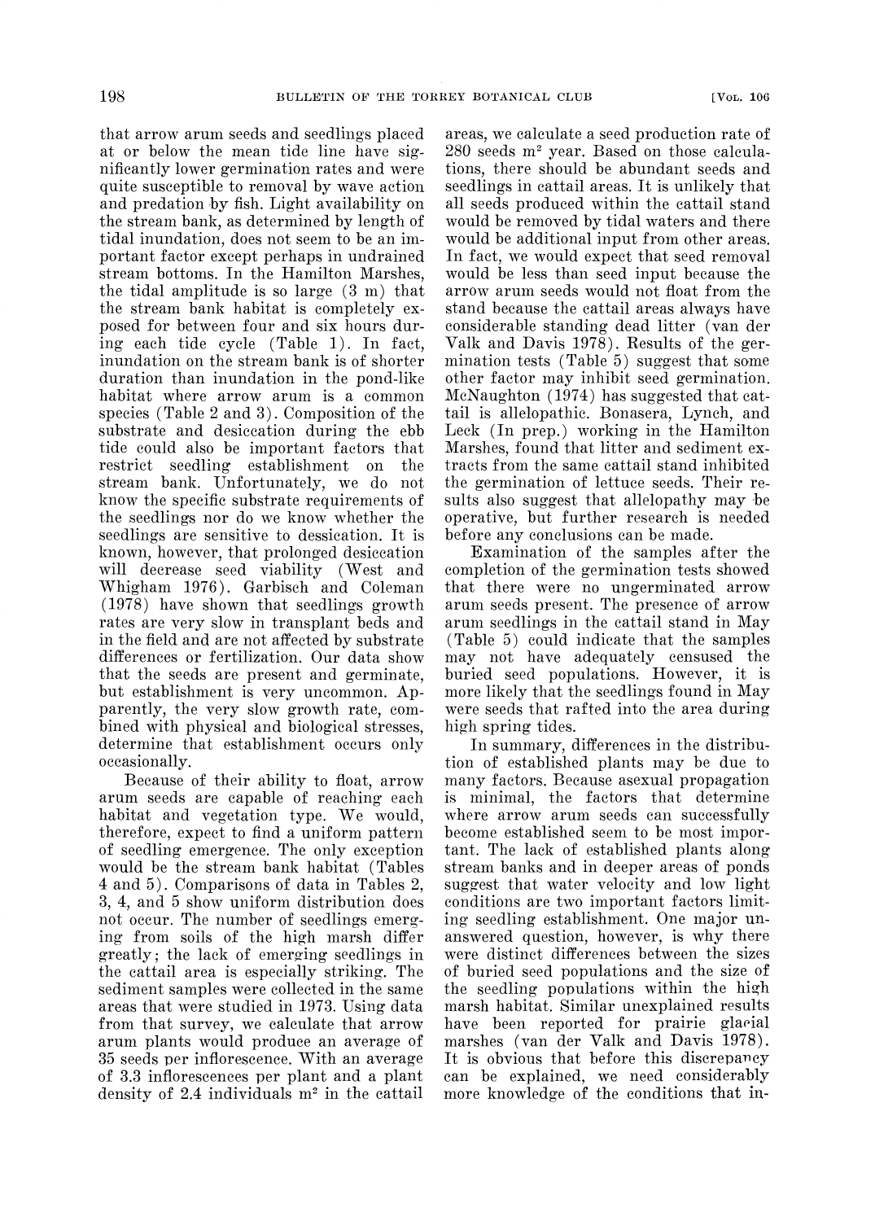that arrow arum seeds and seedlings placed at or below the mean tide line have significantly lower germination rates and were quite susceptible to removal by wave action and predation by fish. Light availability on the stream bank, as determined by length of tidal inundation, does not seem to be an important factor except perhaps in undrained stream bottoms. In the Hamilton Marshes, the tidal amplitude is so large (3 m) that the stream bank habitat is completely exposed for between four and six hours during each tide cycle (Table 1). In fact, inundation on the stream bank is of shorter duration than inundation in the pond-like habitat where arrow arum is a common species (Table 2 and 3). Composition of the substrate and desiccation during the ebb tide could also be important factors that restrict seedling establishment on the stream bank. Unfortunately, we do not know the specific substrate requirements of the seedlings nor do we know whether the seedlings are sensitive to dessication. It is known, however, that prolonged desiccation will decrease seed viability (West and Whigham 1976). Garbisch and Coleman (1978) have shown that seedlings growth rates are very slow in transplant beds and in the field and are not affected by substrate differences or fertilization. Our data show that the seeds are present and germinate, but establishment is very uncommon. Apparently, the very slow growth rate, combined with physical and biological stresses, determine that establishment occurs only occasionally.

Because of their ability to float, arrow arum seeds are capable of reaching each habitat and vegetation type. We would, therefore, expect to find a uniform pattern of seedling emergence. The only exception would be the stream bank habitat (Tables 4 and 5). Comparisons of data in Tables 2, 3, 4, and 5 show uniform distribution does not occur. The number of seedlings emerging from soils of the high marsh differ greatly; the lack of emerging seedlings in the cattail area is especially striking. The sediment samples were collected in the same areas that were studied in 1973. Using data from that survey, we calculate that arrow arum plants would produce an average of 35 seeds per inflorescence. With an average of 3.3 inflorescences per plant and a plant density of 2.4 individuals m$^2$ in the cattail areas, we calculate a seed production rate of 280 seeds m$^2$ year. Based on those calculations, there should be abundant seeds and seedlings in cattail areas. It is unlikely that all seeds produced within the cattail stand would be removed by tidal waters and there would be additional input from other areas. In fact, we would expect that seed removal would be less than seed input because the arrow arum seeds would not float from the stand because the cattail areas always have considerable standing dead litter (van der Valk and Davis 1978). Results of the germination tests (Table 5) suggest that some other factor may inhibit seed germination. McNaughton (1974) has suggested that cattail is allelopathic. Bonasera, Lynch, and Leck (In prep.) working in the Hamilton Marshes, found that litter and sediment extracts from the same cattail stand inhibited the germination of lettuce seeds. Their results also suggest that allelopathy may be operative, but further research is needed before any conclusions can be made.

Examination of the samples after the completion of the germination tests showed that there were no ungerminated arrow arum seeds present. The presence of arrow arum seedlings in the cattail stand in May (Table 5) could indicate that the samples may not have adequately censused the buried seed populations. However, it is more likely that the seedlings found in May were seeds that rafted into the area during high spring tides.

In summary, differences in the distribution of established plants may be due to many factors. Because asexual propagation is minimal, the factors that determine where arrow arum seeds can successfully become established seem to be most important. The lack of established plants along stream banks and in deeper areas of ponds suggest that water velocity and low light conditions are two important factors limiting seedling establishment. One major unanswered question, however, is why there were distinct differences between the sizes of buried seed populations and the size of the seedling populations within the high marsh habitat. Similar unexplained results have been reported for prairie glacial marshes (van der Valk and Davis 1978). It is obvious that before this discrepancy can be explained, we need considerably more knowledge of the conditions that in-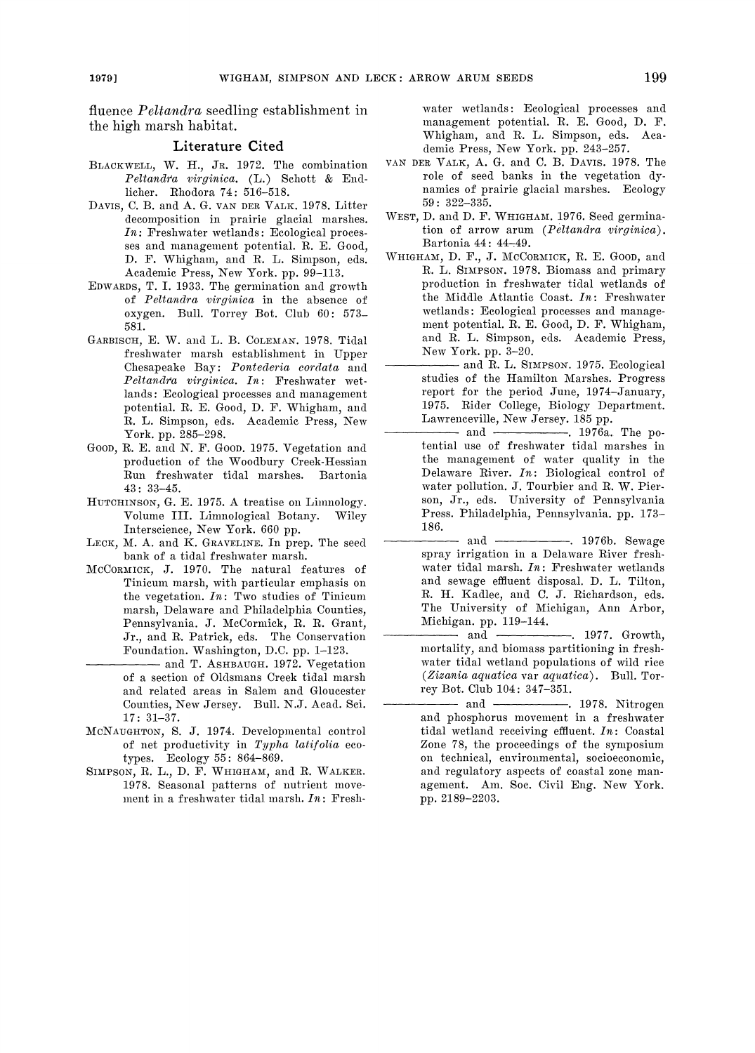fluence *Peltandra* seedling establishment in the high marsh habitat.

## Literature Cited

BLACKWELL, W. H., JR. 1972. The combination *Peltandra virginica*. (L.) Schott & Endlicher. Rhodora 74: 516–518.

DAVIS, C. B. and A. G. VAN DER VALK. 1978. Litter decomposition in prairie glacial marshes. *In*: Freshwater wetlands: Ecological processes and management potential. R. E. Good, D. F. Whigham, and R. L. Simpson, eds. Academic Press, New York. pp. 99–113.

EDWARDS, T. I. 1933. The germination and growth of *Peltandra virginica* in the absence of oxygen. Bull. Torrey Bot. Club 60: 573–581.

GARBISCH, E. W. and L. B. COLEMAN. 1978. Tidal freshwater marsh establishment in Upper Chesapeake Bay: *Pontederia cordata* and *Peltandra virginica*. *In*: Freshwater wetlands: Ecological processes and management potential. R. E. Good, D. F. Whigham, and R. L. Simpson, eds. Academic Press, New York. pp. 285–298.

GOOD, R. E. and N. F. GOOD. 1975. Vegetation and production of the Woodbury Creek-Hessian Run freshwater tidal marshes. Bartonia 43: 33–45.

HUTCHINSON, G. E. 1975. A treatise on Limnology. Volume III. Limnological Botany. Wiley Interscience, New York. 660 pp.

LECK, M. A. and K. GRAVELINE. In prep. The seed bank of a tidal freshwater marsh.

MCCORMICK, J. 1970. The natural features of Tinicum marsh, with particular emphasis on the vegetation. *In*: Two studies of Tinicum marsh, Delaware and Philadelphia Counties, Pennsylvania. J. McCormick, R. R. Grant, Jr., and R. Patrick, eds. The Conservation Foundation. Washington, D.C. pp. 1–123.

——— and T. ASHBAUGH. 1972. Vegetation of a section of Oldsmans Creek tidal marsh and related areas in Salem and Gloucester Counties, New Jersey. Bull. N.J. Acad. Sci. 17: 31–37.

MCNAUGHTON, S. J. 1974. Developmental control of net productivity in *Typha latifolia* ecotypes. Ecology 55: 864–869.

SIMPSON, R. L., D. F. WHIGHAM, and R. WALKER. 1978. Seasonal patterns of nutrient movement in a freshwater tidal marsh. *In*: Freshwater wetlands: Ecological processes and management potential. R. E. Good, D. F. Whigham, and R. L. Simpson, eds. Academic Press, New York. pp. 243–257.

VAN DER VALK, A. G. and C. B. DAVIS. 1978. The role of seed banks in the vegetation dynamics of prairie glacial marshes. Ecology 59: 322–335.

WEST, D. and D. F. WHIGHAM. 1976. Seed germination of arrow arum (*Peltandra virginica*). Bartonia 44: 44–49.

WHIGHAM, D. F., J. MCCORMICK, R. E. GOOD, and R. L. SIMPSON. 1978. Biomass and primary production in freshwater tidal wetlands of the Middle Atlantic Coast. *In*: Freshwater wetlands: Ecological processes and management potential. R. E. Good, D. F. Whigham, and R. L. Simpson, eds. Academic Press, New York. pp. 3–20.

——— and R. L. SIMPSON. 1975. Ecological studies of the Hamilton Marshes. Progress report for the period June, 1974–January, 1975. Rider College, Biology Department. Lawrenceville, New Jersey. 185 pp.

——— and ———. 1976a. The potential use of freshwater tidal marshes in the management of water quality in the Delaware River. *In*: Biological control of water pollution. J. Tourbier and R. W. Pierson, Jr., eds. University of Pennsylvania Press. Philadelphia, Pennsylvania. pp. 173–186.

——— and ———. 1976b. Sewage spray irrigation in a Delaware River freshwater tidal marsh. *In*: Freshwater wetlands and sewage effluent disposal. D. L. Tilton, R. H. Kadlec, and C. J. Richardson, eds. The University of Michigan, Ann Arbor, Michigan. pp. 119–144.

——— and ———. 1977. Growth, mortality, and biomass partitioning in freshwater tidal wetland populations of wild rice (*Zizania aquatica* var *aquatica*). Bull. Torrey Bot. Club 104: 347–351.

——— and ———. 1978. Nitrogen and phosphorus movement in a freshwater tidal wetland receiving effluent. *In*: Coastal Zone 78, the proceedings of the symposium on technical, environmental, socioeconomic, and regulatory aspects of coastal zone management. Am. Soc. Civil Eng. New York. pp. 2189–2203.